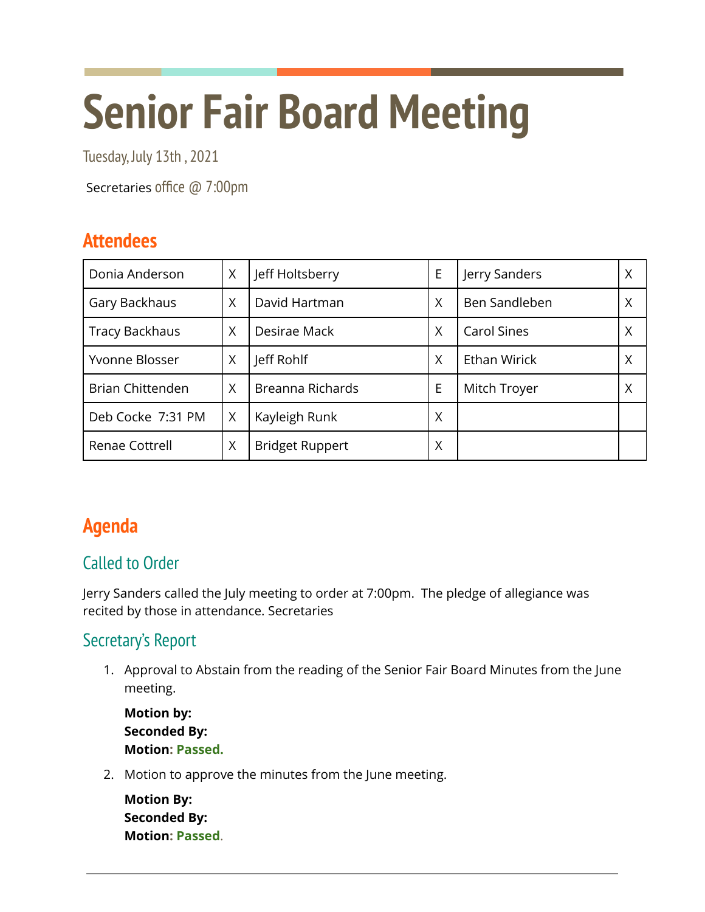# Senior Fair Board Meeting

Tuesday, July 13th , 2021

Secretaries office @ 7:00pm

## Attendees

| Donia Anderson | X | Jeff Holtsberry | E | Jerry Sanders | X |
|---|---|---|---|---|---|
| Gary Backhaus | X | David Hartman | X | Ben Sandleben | X |
| Tracy Backhaus | X | Desirae Mack | X | Carol Sines | X |
| Yvonne Blosser | X | Jeff Rohlf | X | Ethan Wirick | X |
| Brian Chittenden | X | Breanna Richards | E | Mitch Troyer | X |
| Deb Cocke 7:31 PM | X | Kayleigh Runk | X | | |
| Renae Cottrell | X | Bridget Ruppert | X | | |

## Agenda

### Called to Order

Jerry Sanders called the July meeting to order at 7:00pm. The pledge of allegiance was recited by those in attendance. Secretaries

### Secretary's Report

1. Approval to Abstain from the reading of the Senior Fair Board Minutes from the June meeting.

   **Motion by:**
   **Seconded By:**
   **Motion: Passed.**

2. Motion to approve the minutes from the June meeting.

   **Motion By:**
   **Seconded By:**
   **Motion: Passed.**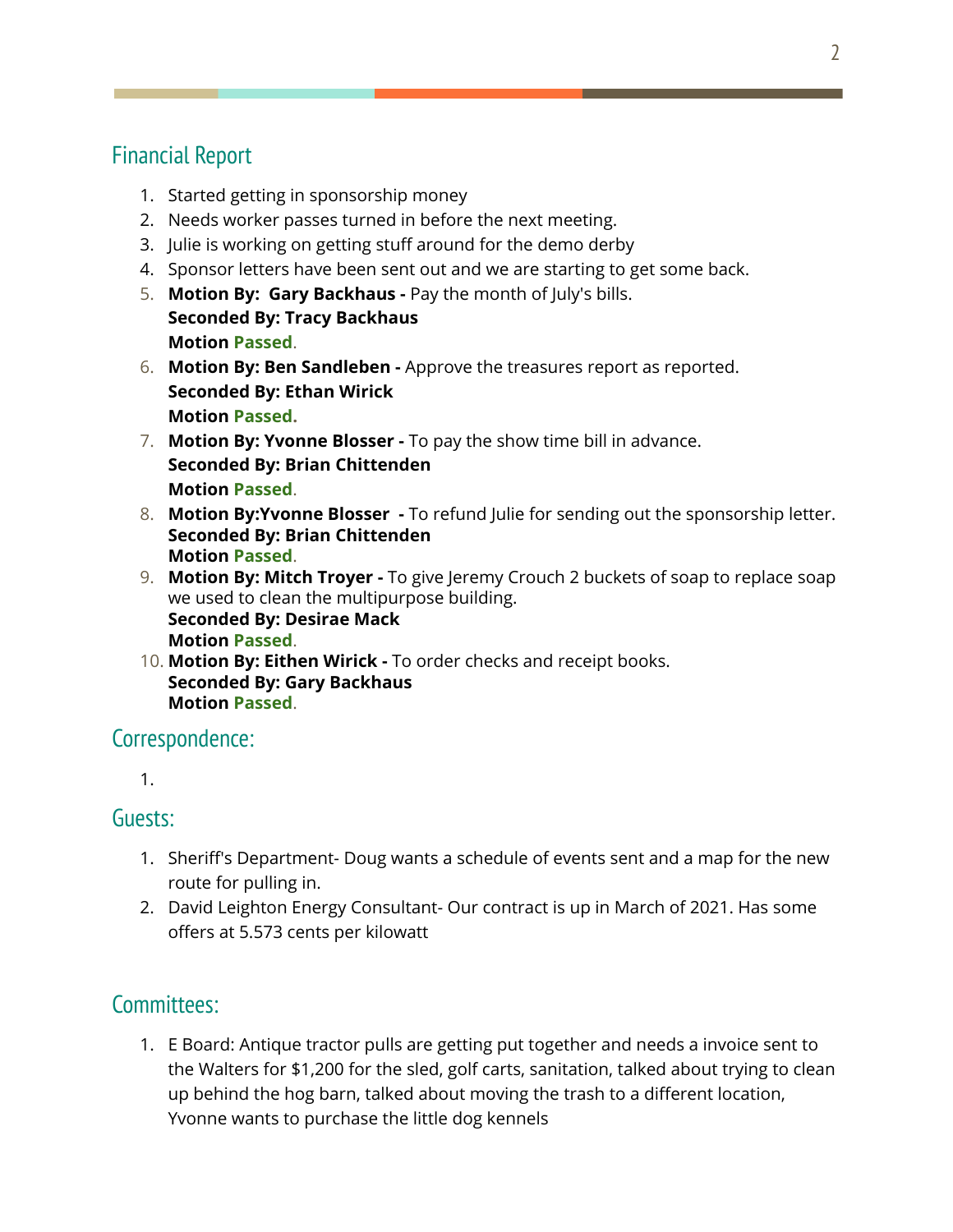## Financial Report

1. Started getting in sponsorship money
2. Needs worker passes turned in before the next meeting.
3. Julie is working on getting stuff around for the demo derby
4. Sponsor letters have been sent out and we are starting to get some back.
5. **Motion By: Gary Backhaus -** Pay the month of July's bills.
   **Seconded By: Tracy Backhaus**
   **Motion Passed.**
6. **Motion By: Ben Sandleben -** Approve the treasures report as reported.
   **Seconded By: Ethan Wirick**
   **Motion Passed.**
7. **Motion By: Yvonne Blosser -** To pay the show time bill in advance.
   **Seconded By: Brian Chittenden**
   **Motion Passed.**
8. **Motion By:Yvonne Blosser -** To refund Julie for sending out the sponsorship letter.
   **Seconded By: Brian Chittenden**
   **Motion Passed.**
9. **Motion By: Mitch Troyer -** To give Jeremy Crouch 2 buckets of soap to replace soap we used to clean the multipurpose building.
   **Seconded By: Desirae Mack**
   **Motion Passed.**
10. **Motion By: Eithen Wirick -** To order checks and receipt books.
    **Seconded By: Gary Backhaus**
    **Motion Passed.**

## Correspondence:

1.

## Guests:

1. Sheriff's Department- Doug wants a schedule of events sent and a map for the new route for pulling in.
2. David Leighton Energy Consultant- Our contract is up in March of 2021. Has some offers at 5.573 cents per kilowatt

## Committees:

1. E Board: Antique tractor pulls are getting put together and needs a invoice sent to the Walters for $1,200 for the sled, golf carts, sanitation, talked about trying to clean up behind the hog barn, talked about moving the trash to a different location, Yvonne wants to purchase the little dog kennels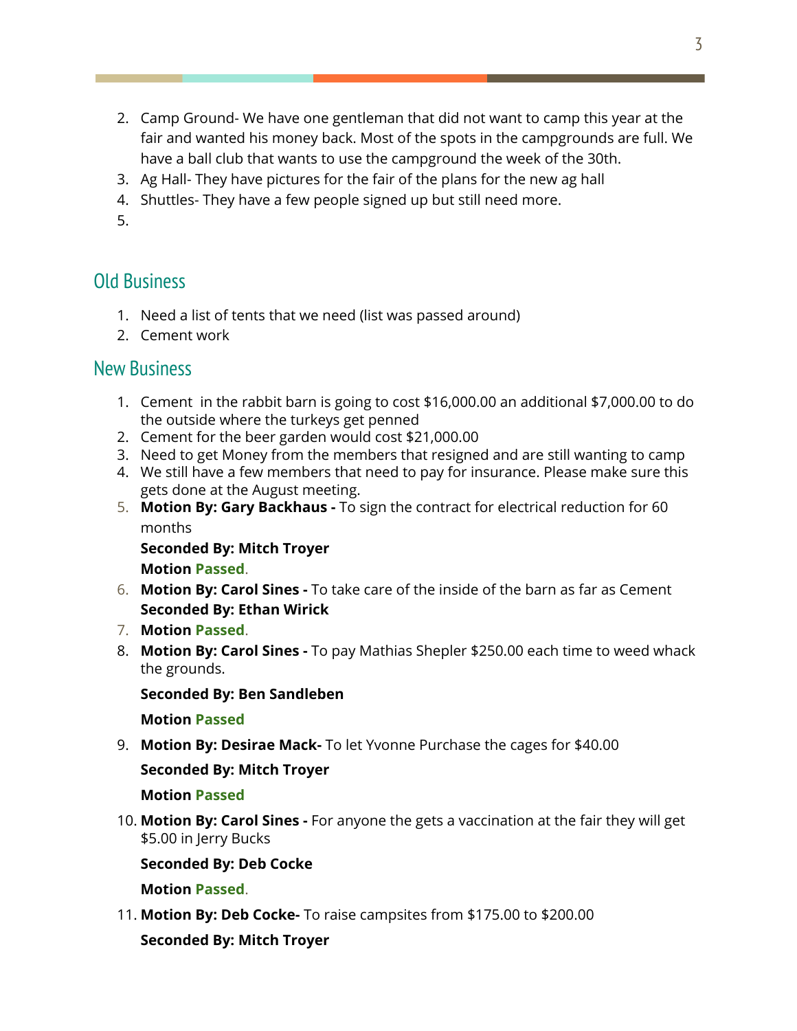2. Camp Ground- We have one gentleman that did not want to camp this year at the fair and wanted his money back. Most of the spots in the campgrounds are full. We have a ball club that wants to use the campground the week of the 30th.
3. Ag Hall- They have pictures for the fair of the plans for the new ag hall
4. Shuttles- They have a few people signed up but still need more.
5.

## Old Business

1. Need a list of tents that we need (list was passed around)
2. Cement work

## New Business

1. Cement in the rabbit barn is going to cost $16,000.00 an additional $7,000.00 to do the outside where the turkeys get penned
2. Cement for the beer garden would cost $21,000.00
3. Need to get Money from the members that resigned and are still wanting to camp
4. We still have a few members that need to pay for insurance. Please make sure this gets done at the August meeting.
5. **Motion By: Gary Backhaus -** To sign the contract for electrical reduction for 60 months

   **Seconded By: Mitch Troyer**

   **Motion Passed**.
6. **Motion By: Carol Sines -** To take care of the inside of the barn as far as Cement

   **Seconded By: Ethan Wirick**
7. **Motion Passed**.
8. **Motion By: Carol Sines -** To pay Mathias Shepler $250.00 each time to weed whack the grounds.

   **Seconded By: Ben Sandleben**

   **Motion Passed**
9. **Motion By: Desirae Mack-** To let Yvonne Purchase the cages for $40.00

   **Seconded By: Mitch Troyer**

   **Motion Passed**
10. **Motion By: Carol Sines -** For anyone the gets a vaccination at the fair they will get $5.00 in Jerry Bucks

    **Seconded By: Deb Cocke**

    **Motion Passed**.
11. **Motion By: Deb Cocke-** To raise campsites from $175.00 to $200.00

    **Seconded By: Mitch Troyer**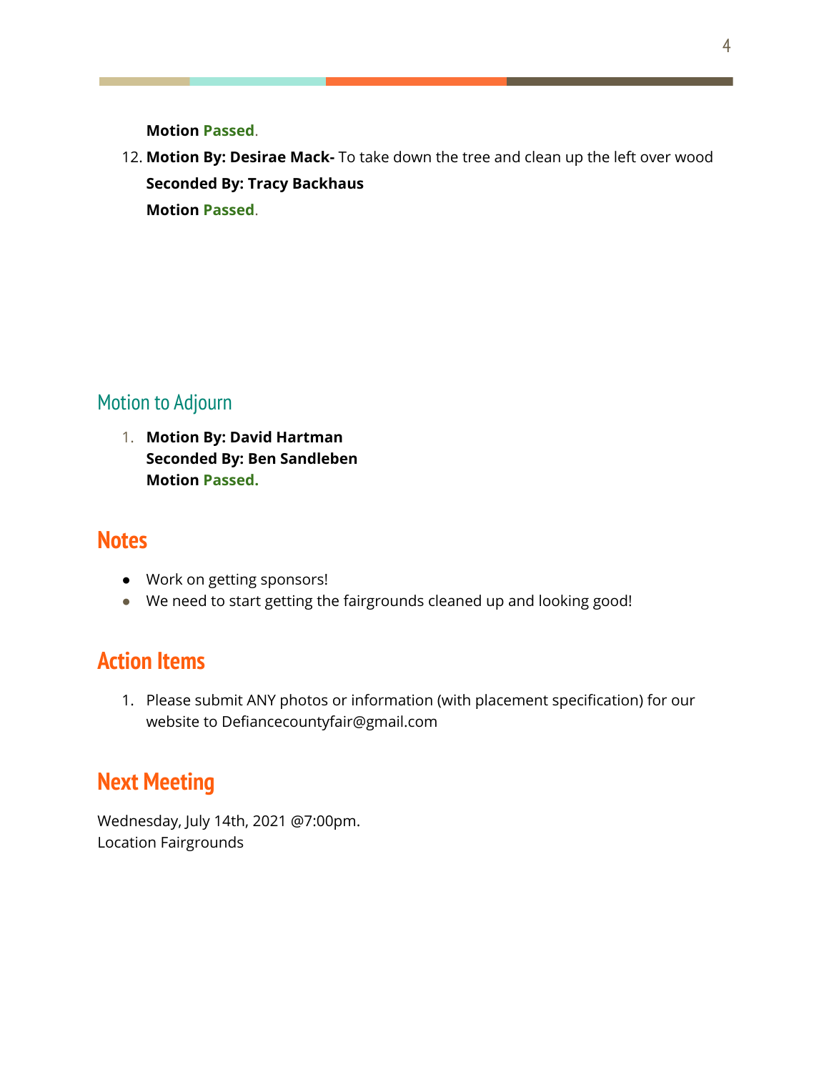**Motion Passed**.

12. **Motion By: Desirae Mack-** To take down the tree and clean up the left over wood
    **Seconded By: Tracy Backhaus**
    **Motion Passed**.

### Motion to Adjourn

1. **Motion By: David Hartman**
   **Seconded By: Ben Sandleben**
   **Motion Passed.**

## Notes

- Work on getting sponsors!
- We need to start getting the fairgrounds cleaned up and looking good!

## Action Items

1. Please submit ANY photos or information (with placement specification) for our website to Defiancecountyfair@gmail.com

## Next Meeting

Wednesday, July 14th, 2021 @7:00pm.
Location Fairgrounds